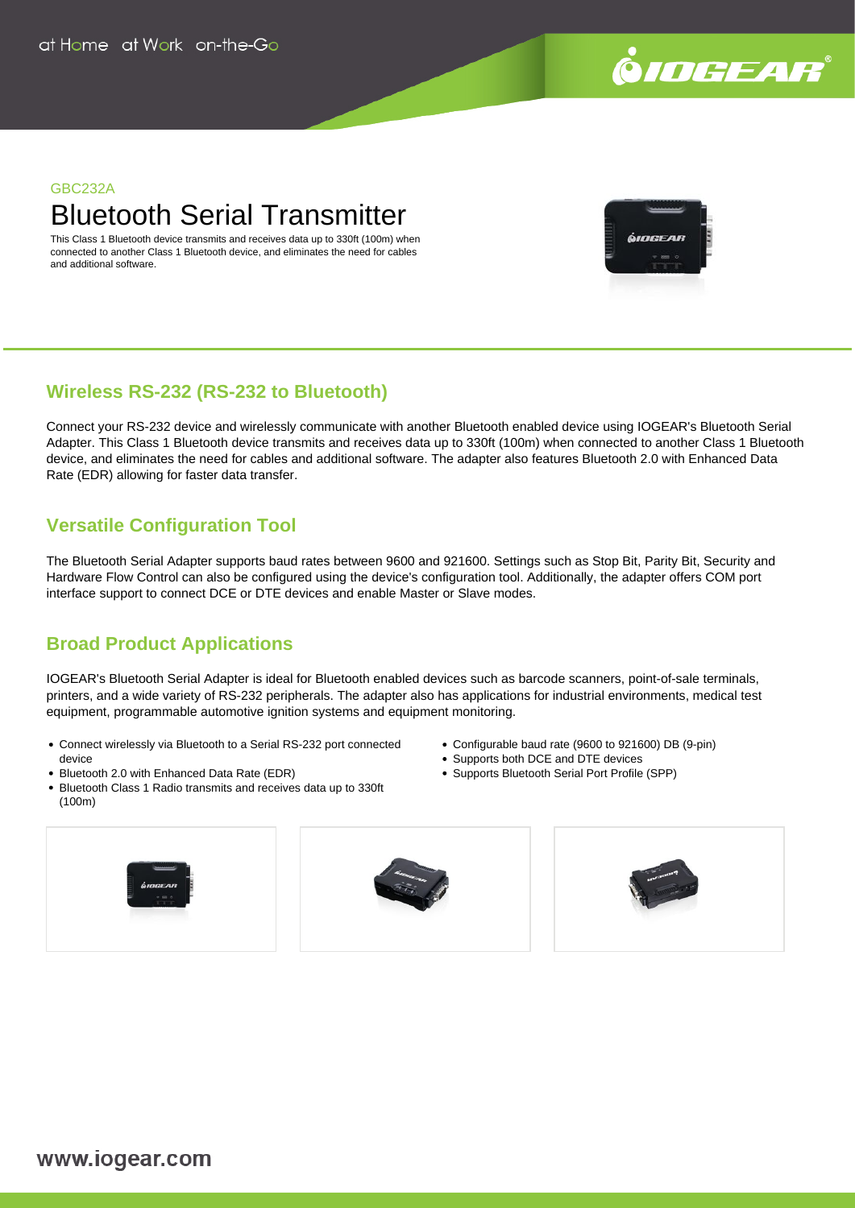at Home at Work on-the-Go

GBC232A

# Bluetooth Serial Transmitter

This Class 1 Bluetooth device transmits and receives data up to 330ft (100m) when connected to another Class 1 Bluetooth device, and eliminates the need for cables and additional software.

## Wireless RS-232 (RS-232 to Bluetooth)

Connect your RS-232 device and wirelessly communicate with another Bluetooth enabled device using IOGEAR's Bluetooth Serial Adapter. This Class 1 Bluetooth device transmits and receives data up to 330ft (100m) when connected to another Class 1 Bluetooth device, and eliminates the need for cables and additional software. The adapter also features Bluetooth 2.0 with Enhanced Data Rate (EDR) allowing for faster data transfer.

## Versatile Configuration Tool

The Bluetooth Serial Adapter supports baud rates between 9600 and 921600. Settings such as Stop Bit, Parity Bit, Security and Hardware Flow Control can also be configured using the device's configuration tool. Additionally, the adapter offers COM port interface support to connect DCE or DTE devices and enable Master or Slave modes.

## Broad Product Applications

IOGEAR's Bluetooth Serial Adapter is ideal for Bluetooth enabled devices such as barcode scanners, point-of-sale terminals, printers, and a wide variety of RS-232 peripherals. The adapter also has applications for industrial environments, medical test equipment, programmable automotive ignition systems and equipment monitoring.

- Connect wirelessly via Bluetooth to a Serial RS-232 port connected device
- Bluetooth 2.0 with Enhanced Data Rate (EDR)
- Bluetooth Class 1 Radio transmits and receives data up to 330ft (100m)
- Configurable baud rate (9600 to 921600) DB (9-pin)
- Supports both DCE and DTE devices
- Supports Bluetooth Serial Port Profile (SPP)

www.iogear.com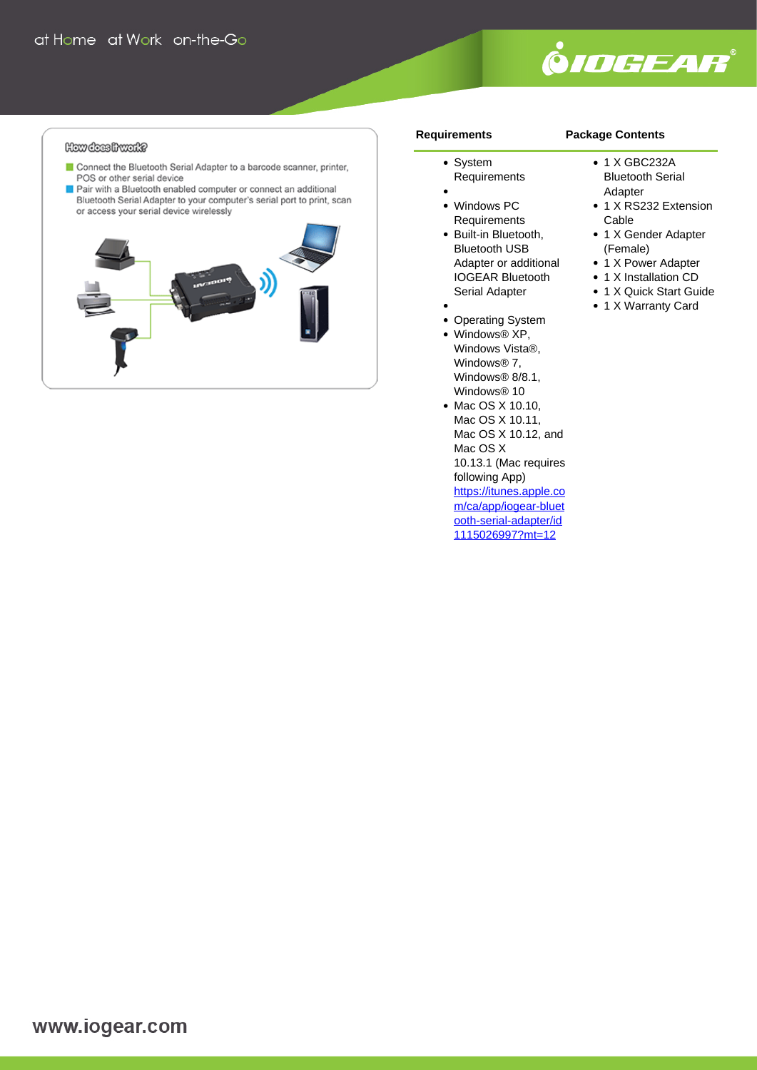How does it work?

- Connect the Bluetooth Serial Adapter to a barcode scanner, printer, POS or other serial device
- Pair with a Bluetooth enabled computer or connect an additional Bluetooth Serial Adapter to your computer's serial port to print, scan or access your serial device wirelessly

## Requirements

- System Requirements
- 
- Windows PC Requirements
- Built-in Bluetooth, Bluetooth USB Adapter or additional IOGEAR Bluetooth Serial Adapter
- 
- Operating System
- Windows® XP, Windows Vista®, Windows® 7, Windows® 8/8.1, Windows® 10
- Mac OS X 10.10, Mac OS X 10.11, Mac OS X 10.12, and Mac OS X 10.13.1 (Mac requires following App) https://itunes.apple.com/ca/app/iogear-bluetooth-serial-adapter/id1115026997?mt=12

## Package Contents

- 1 X GBC232A Bluetooth Serial Adapter
- 1 X RS232 Extension Cable
- 1 X Gender Adapter (Female)
- 1 X Power Adapter
- 1 X Installation CD
- 1 X Quick Start Guide
- 1 X Warranty Card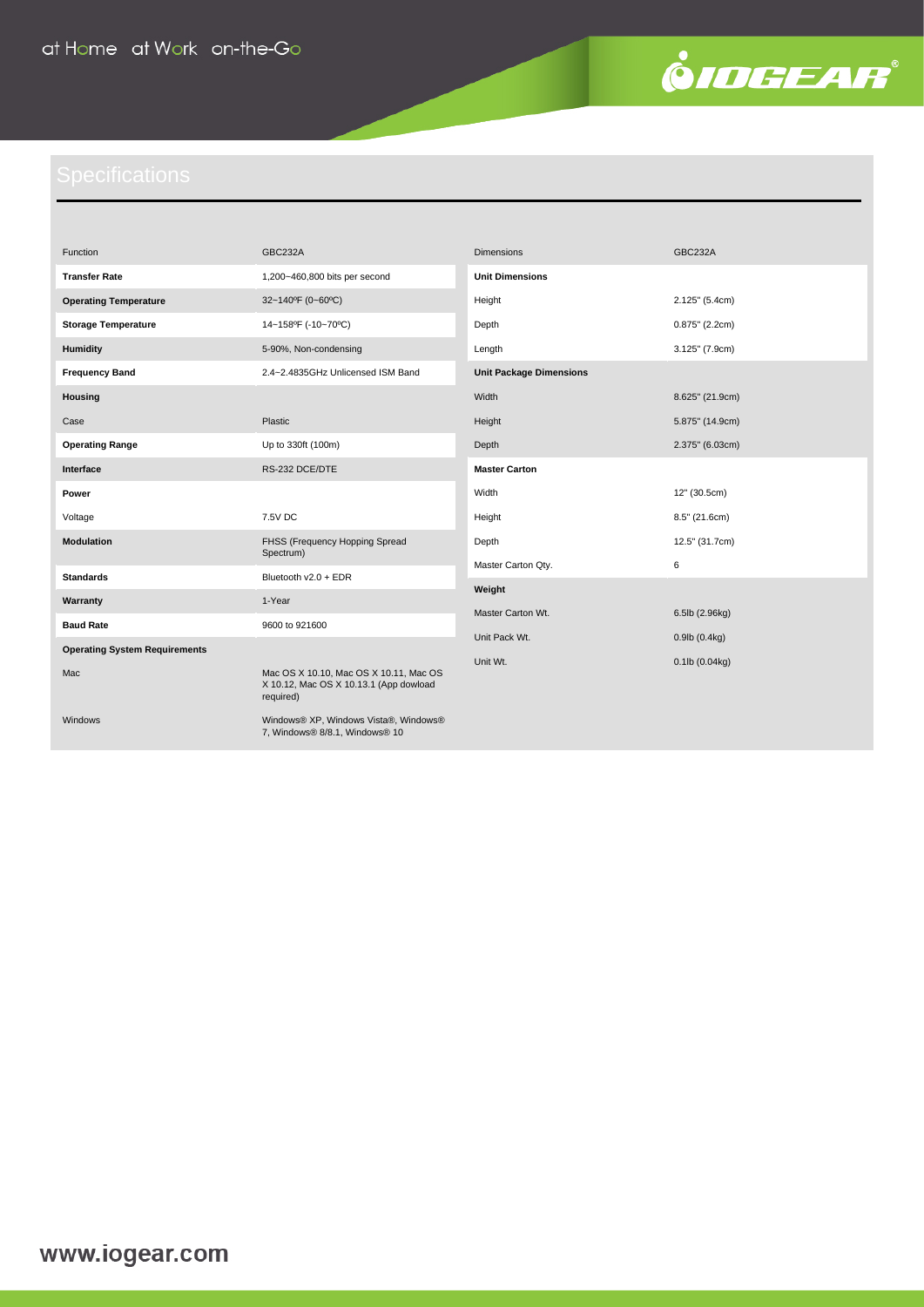# Specifications

| Function | GBC232A |
|---|---|
| **Transfer Rate** | 1,200~460,800 bits per second |
| **Operating Temperature** | 32~140ºF (0~60ºC) |
| **Storage Temperature** | 14~158ºF (-10~70ºC) |
| **Humidity** | 5-90%, Non-condensing |
| **Frequency Band** | 2.4~2.4835GHz Unlicensed ISM Band |
| **Housing** | |
| Case | Plastic |
| **Operating Range** | Up to 330ft (100m) |
| **Interface** | RS-232 DCE/DTE |
| **Power** | |
| Voltage | 7.5V DC |
| **Modulation** | FHSS (Frequency Hopping Spread Spectrum) |
| **Standards** | Bluetooth v2.0 + EDR |
| **Warranty** | 1-Year |
| **Baud Rate** | 9600 to 921600 |
| **Operating System Requirements** | |
| Mac | Mac OS X 10.10, Mac OS X 10.11, Mac OS X 10.12, Mac OS X 10.13.1 (App dowload required) |
| Windows | Windows® XP, Windows Vista®, Windows® 7, Windows® 8/8.1, Windows® 10 |

| Dimensions | GBC232A |
|---|---|
| **Unit Dimensions** | |
| Height | 2.125" (5.4cm) |
| Depth | 0.875" (2.2cm) |
| Length | 3.125" (7.9cm) |
| **Unit Package Dimensions** | |
| Width | 8.625" (21.9cm) |
| Height | 5.875" (14.9cm) |
| Depth | 2.375" (6.03cm) |
| **Master Carton** | |
| Width | 12" (30.5cm) |
| Height | 8.5" (21.6cm) |
| Depth | 12.5" (31.7cm) |
| Master Carton Qty. | 6 |
| **Weight** | |
| Master Carton Wt. | 6.5lb (2.96kg) |
| Unit Pack Wt. | 0.9lb (0.4kg) |
| Unit Wt. | 0.1lb (0.04kg) |

www.iogear.com